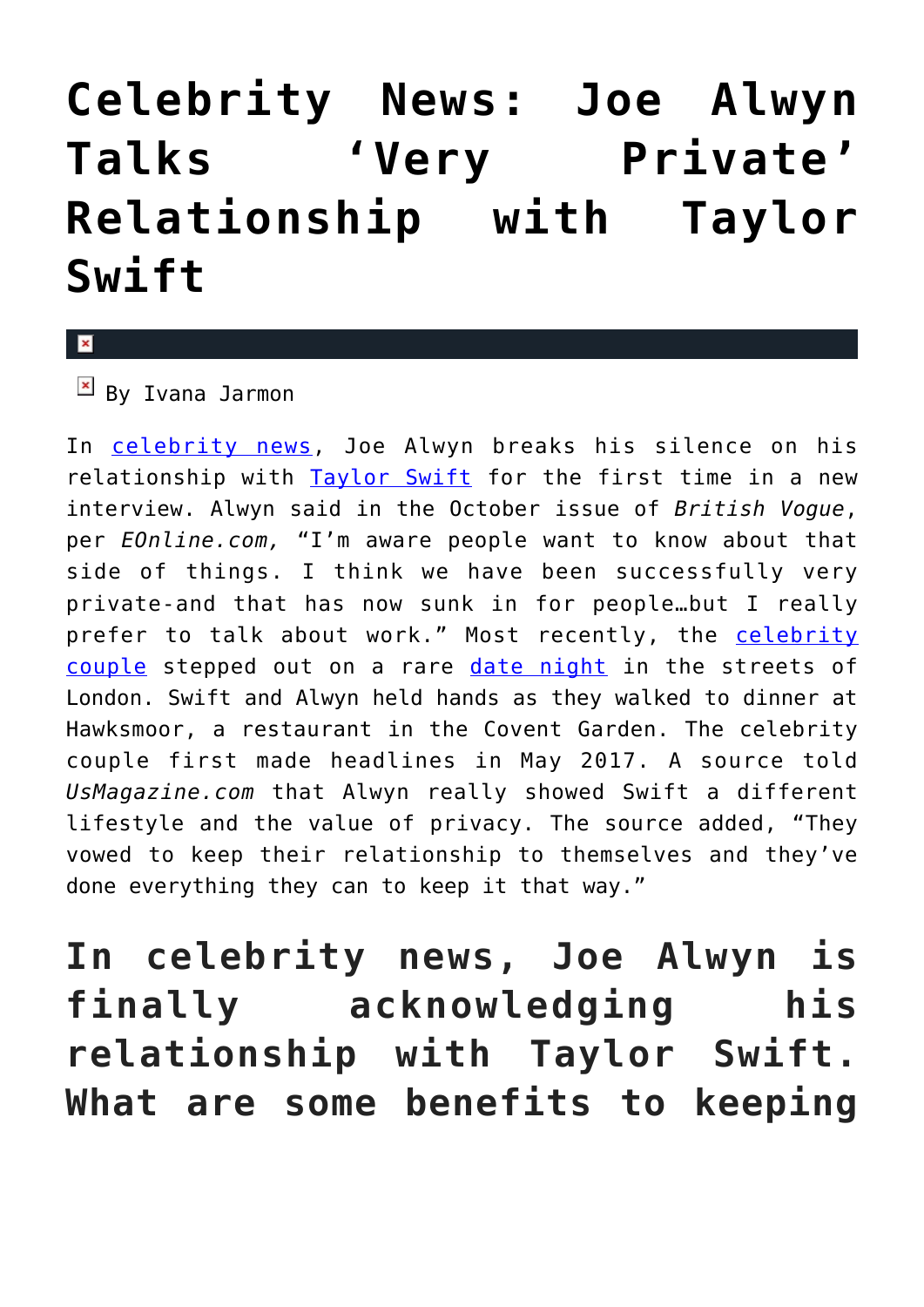# Celebrity News: Joe Alwyn Talks 'Very Private' Relationship with Taylor Swift

By Ivana Jarmon

In celebrity news, Joe Alwyn breaks his silence on his relationship with Taylor Swift for the first time in a new interview. Alwyn said in the October issue of *British Vogue*, per *EOnline.com,* "I'm aware people want to know about that side of things. I think we have been successfully very private-and that has now sunk in for people…but I really prefer to talk about work." Most recently, the celebrity couple stepped out on a rare date night in the streets of London. Swift and Alwyn held hands as they walked to dinner at Hawksmoor, a restaurant in the Covent Garden. The celebrity couple first made headlines in May 2017. A source told *UsMagazine.com* that Alwyn really showed Swift a different lifestyle and the value of privacy. The source added, "They vowed to keep their relationship to themselves and they've done everything they can to keep it that way."

## In celebrity news, Joe Alwyn is finally acknowledging his relationship with Taylor Swift. What are some benefits to keeping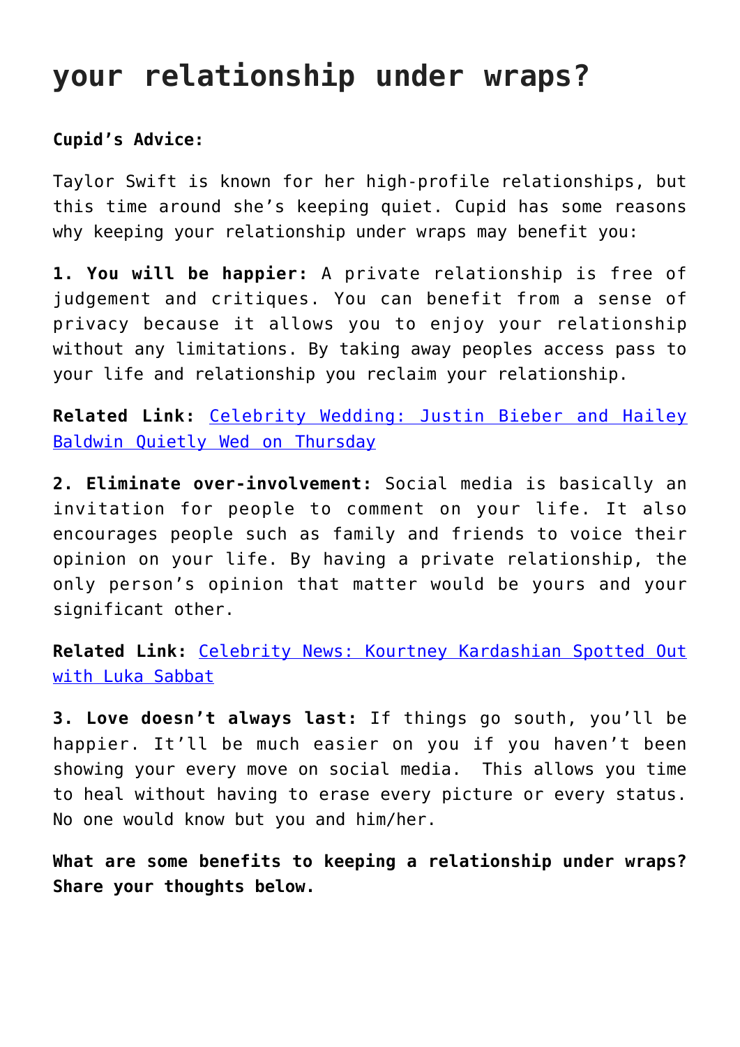# your relationship under wraps?

**Cupid's Advice:**

Taylor Swift is known for her high-profile relationships, but this time around she's keeping quiet. Cupid has some reasons why keeping your relationship under wraps may benefit you:

**1. You will be happier:** A private relationship is free of judgement and critiques. You can benefit from a sense of privacy because it allows you to enjoy your relationship without any limitations. By taking away peoples access pass to your life and relationship you reclaim your relationship.

**Related Link:** [Celebrity Wedding: Justin Bieber and Hailey Baldwin Quietly Wed on Thursday]()

**2. Eliminate over-involvement:** Social media is basically an invitation for people to comment on your life. It also encourages people such as family and friends to voice their opinion on your life. By having a private relationship, the only person's opinion that matter would be yours and your significant other.

**Related Link:** [Celebrity News: Kourtney Kardashian Spotted Out with Luka Sabbat]()

**3. Love doesn't always last:** If things go south, you'll be happier. It'll be much easier on you if you haven't been showing your every move on social media. This allows you time to heal without having to erase every picture or every status. No one would know but you and him/her.

**What are some benefits to keeping a relationship under wraps? Share your thoughts below.**